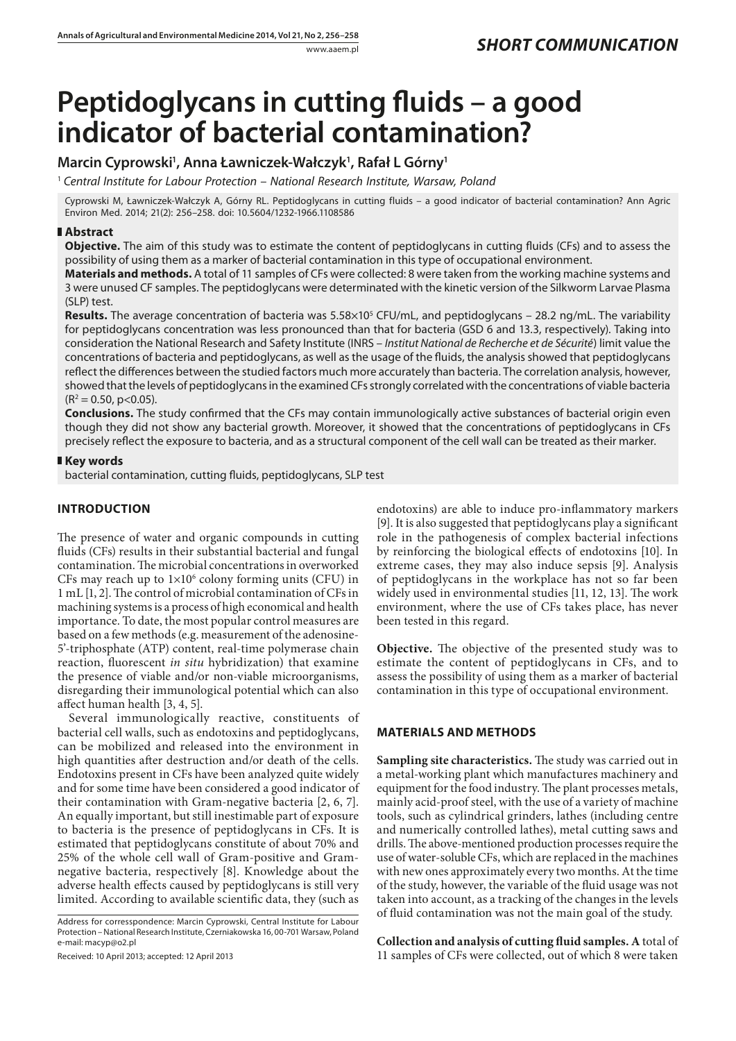*SHORT COMMUNICATION*

# Peptidoglycans in cutting fluids – a good indicator of bacterial contamination?

**Marcin Cyprowski[1], Anna Ławniczek-Wałczyk[1], Rafał L Górny[1]**

[1] *Central Institute for Labour Protection – National Research Institute, Warsaw, Poland*

Cyprowski M, Ławniczek-Wałczyk A, Górny RL. Peptidoglycans in cutting fluids – a good indicator of bacterial contamination? Ann Agric Environ Med. 2014; 21(2): 256–258. doi: 10.5604/1232-1966.1108586

## Abstract

**Objective.** The aim of this study was to estimate the content of peptidoglycans in cutting fluids (CFs) and to assess the possibility of using them as a marker of bacterial contamination in this type of occupational environment.

**Materials and methods.** A total of 11 samples of CFs were collected: 8 were taken from the working machine systems and 3 were unused CF samples. The peptidoglycans were determined with the kinetic version of the Silkworm Larvae Plasma (SLP) test.

**Results.** The average concentration of bacteria was $5.58 \times 10^5$ CFU/mL, and peptidoglycans – 28.2 ng/mL. The variability for peptidoglycans concentration was less pronounced than that for bacteria (GSD 6 and 13.3, respectively). Taking into consideration the National Research and Safety Institute (INRS – *Institut National de Recherche et de Sécurité*) limit value the concentrations of bacteria and peptidoglycans, as well as the usage of the fluids, the analysis showed that peptidoglycans reflect the differences between the studied factors much more accurately than bacteria. The correlation analysis, however, showed that the levels of peptidoglycans in the examined CFs strongly correlated with the concentrations of viable bacteria ($R^2 = 0.50$, $p<0.05$).

**Conclusions.** The study confirmed that the CFs may contain immunologically active substances of bacterial origin even though they did not show any bacterial growth. Moreover, it showed that the concentrations of peptidoglycans in CFs precisely reflect the exposure to bacteria, and as a structural component of the cell wall can be treated as their marker.

## Key words

bacterial contamination, cutting fluids, peptidoglycans, SLP test

## INTRODUCTION

The presence of water and organic compounds in cutting fluids (CFs) results in their substantial bacterial and fungal contamination. The microbial concentrations in overworked CFs may reach up to $1 \times 10^6$ colony forming units (CFU) in 1 mL [1, 2]. The control of microbial contamination of CFs in machining systems is a process of high economical and health importance. To date, the most popular control measures are based on a few methods (e.g. measurement of the adenosine-5'-triphosphate (ATP) content, real-time polymerase chain reaction, fluorescent *in situ* hybridization) that examine the presence of viable and/or non-viable microorganisms, disregarding their immunological potential which can also affect human health [3, 4, 5].

Several immunologically reactive, constituents of bacterial cell walls, such as endotoxins and peptidoglycans, can be mobilized and released into the environment in high quantities after destruction and/or death of the cells. Endotoxins present in CFs have been analyzed quite widely and for some time have been considered a good indicator of their contamination with Gram-negative bacteria [2, 6, 7]. An equally important, but still inestimable part of exposure to bacteria is the presence of peptidoglycans in CFs. It is estimated that peptidoglycans constitute of about 70% and 25% of the whole cell wall of Gram-positive and Gram-negative bacteria, respectively [8]. Knowledge about the adverse health effects caused by peptidoglycans is still very limited. According to available scientific data, they (such as endotoxins) are able to induce pro-inflammatory markers [9]. It is also suggested that peptidoglycans play a significant role in the pathogenesis of complex bacterial infections by reinforcing the biological effects of endotoxins [10]. In extreme cases, they may also induce sepsis [9]. Analysis of peptidoglycans in the workplace has not so far been widely used in environmental studies [11, 12, 13]. The work environment, where the use of CFs takes place, has never been tested in this regard.

**Objective.** The objective of the presented study was to estimate the content of peptidoglycans in CFs, and to assess the possibility of using them as a marker of bacterial contamination in this type of occupational environment.

## MATERIALS AND METHODS

**Sampling site characteristics.** The study was carried out in a metal-working plant which manufactures machinery and equipment for the food industry. The plant processes metals, mainly acid-proof steel, with the use of a variety of machine tools, such as cylindrical grinders, lathes (including centre and numerically controlled lathes), metal cutting saws and drills. The above-mentioned production processes require the use of water-soluble CFs, which are replaced in the machines with new ones approximately every two months. At the time of the study, however, the variable of the fluid usage was not taken into account, as a tracking of the changes in the levels of fluid contamination was not the main goal of the study.

**Collection and analysis of cutting fluid samples. A** total of 11 samples of CFs were collected, out of which 8 were taken

Address for corresspondence: Marcin Cyprowski, Central Institute for Labour Protection – National Research Institute, Czerniakowska 16, 00-701 Warsaw, Poland
e-mail: macyp@o2.pl

Received: 10 April 2013; accepted: 12 April 2013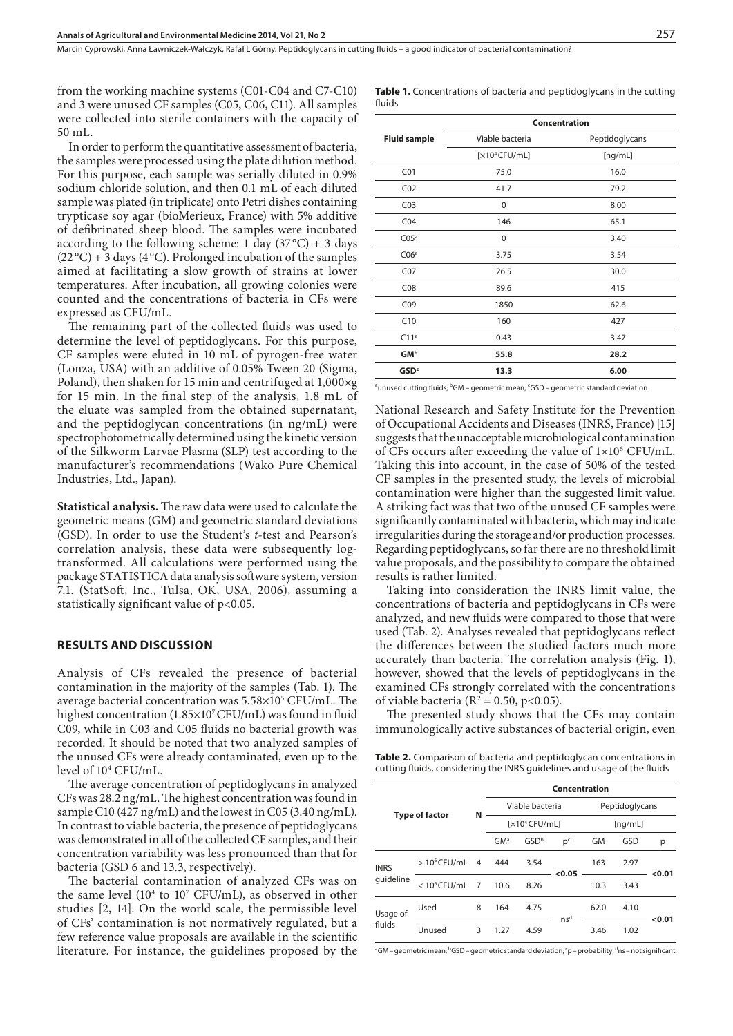from the working machine systems (C01-C04 and C7-C10) and 3 were unused CF samples (C05, C06, C11). All samples were collected into sterile containers with the capacity of 50 mL.

In order to perform the quantitative assessment of bacteria, the samples were processed using the plate dilution method. For this purpose, each sample was serially diluted in 0.9% sodium chloride solution, and then 0.1 mL of each diluted sample was plated (in triplicate) onto Petri dishes containing trypticase soy agar (bioMerieux, France) with 5% additive of defibrinated sheep blood. The samples were incubated according to the following scheme: 1 day (37 °C) + 3 days (22 °C) + 3 days (4 °C). Prolonged incubation of the samples aimed at facilitating a slow growth of strains at lower temperatures. After incubation, all growing colonies were counted and the concentrations of bacteria in CFs were expressed as CFU/mL.

The remaining part of the collected fluids was used to determine the level of peptidoglycans. For this purpose, CF samples were eluted in 10 mL of pyrogen-free water (Lonza, USA) with an additive of 0.05% Tween 20 (Sigma, Poland), then shaken for 15 min and centrifuged at 1,000×g for 15 min. In the final step of the analysis, 1.8 mL of the eluate was sampled from the obtained supernatant, and the peptidoglycan concentrations (in ng/mL) were spectrophotometrically determined using the kinetic version of the Silkworm Larvae Plasma (SLP) test according to the manufacturer's recommendations (Wako Pure Chemical Industries, Ltd., Japan).

**Statistical analysis.** The raw data were used to calculate the geometric means (GM) and geometric standard deviations (GSD). In order to use the Student's *t*-test and Pearson's correlation analysis, these data were subsequently log-transformed. All calculations were performed using the package STATISTICA data analysis software system, version 7.1. (StatSoft, Inc., Tulsa, OK, USA, 2006), assuming a statistically significant value of $p<0.05$.

## RESULTS AND DISCUSSION

Analysis of CFs revealed the presence of bacterial contamination in the majority of the samples (Tab. 1). The average bacterial concentration was $5.58\times10^5$ CFU/mL. The highest concentration ($1.85\times10^7$ CFU/mL) was found in fluid C09, while in C03 and C05 fluids no bacterial growth was recorded. It should be noted that two analyzed samples of the unused CFs were already contaminated, even up to the level of $10^4$ CFU/mL.

The average concentration of peptidoglycans in analyzed CFs was 28.2 ng/mL. The highest concentration was found in sample C10 (427 ng/mL) and the lowest in C05 (3.40 ng/mL). In contrast to viable bacteria, the presence of peptidoglycans was demonstrated in all of the collected CF samples, and their concentration variability was less pronounced than that for bacteria (GSD 6 and 13.3, respectively).

The bacterial contamination of analyzed CFs was on the same level ($10^4$ to $10^7$ CFU/mL), as observed in other studies [2, 14]. On the world scale, the permissible level of CFs' contamination is not normatively regulated, but a few reference value proposals are available in the scientific literature. For instance, the guidelines proposed by the National Research and Safety Institute for the Prevention of Occupational Accidents and Diseases (INRS, France) [15] suggests that the unacceptable microbiological contamination of CFs occurs after exceeding the value of $1\times10^6$ CFU/mL. Taking this into account, in the case of 50% of the tested CF samples in the presented study, the levels of microbial contamination were higher than the suggested limit value. A striking fact was that two of the unused CF samples were significantly contaminated with bacteria, which may indicate irregularities during the storage and/or production processes. Regarding peptidoglycans, so far there are no threshold limit value proposals, and the possibility to compare the obtained results is rather limited.

Taking into consideration the INRS limit value, the concentrations of bacteria and peptidoglycans in CFs were analyzed, and new fluids were compared to those that were used (Tab. 2). Analyses revealed that peptidoglycans reflect the differences between the studied factors much more accurately than bacteria. The correlation analysis (Fig. 1), however, showed that the levels of peptidoglycans in the examined CFs strongly correlated with the concentrations of viable bacteria ($R^2 = 0.50$, $p<0.05$).

The presented study shows that the CFs may contain immunologically active substances of bacterial origin, even

**Table 1.** Concentrations of bacteria and peptidoglycans in the cutting fluids

| Fluid sample | Concentration | |
|---|---|---|
| | Viable bacteria | Peptidoglycans |
| | [$\times10^4$ CFU/mL] | [ng/mL] |
| C01 | 75.0 | 16.0 |
| C02 | 41.7 | 79.2 |
| C03 | 0 | 8.00 |
| C04 | 146 | 65.1 |
| C05[a] | 0 | 3.40 |
| C06[a] | 3.75 | 3.54 |
| C07 | 26.5 | 30.0 |
| C08 | 89.6 | 415 |
| C09 | 1850 | 62.6 |
| C10 | 160 | 427 |
| C11[a] | 0.43 | 3.47 |
| **GM[b]** | **55.8** | **28.2** |
| **GSD[c]** | **13.3** | **6.00** |

[a]unused cutting fluids; [b]GM – geometric mean; [c]GSD – geometric standard deviation

**Table 2.** Comparison of bacteria and peptidoglycan concentrations in cutting fluids, considering the INRS guidelines and usage of the fluids

| Type of factor | | N | Concentration | | | | | |
|---|---|---|---|---|---|---|---|---|
| | | | Viable bacteria | | | Peptidoglycans | | |
| | | | [$\times10^4$ CFU/mL] | | | [ng/mL] | | |
| | | | GM[a] | GSD[b] | p[c] | GM | GSD | p |
| INRS guideline | $>10^6$ CFU/mL | 4 | 444 | 3.54 | <0.05 | 163 | 2.97 | <0.01 |
| | $<10^6$ CFU/mL | 7 | 10.6 | 8.26 | | 10.3 | 3.43 | |
| Usage of fluids | Used | 8 | 164 | 4.75 | ns[d] | 62.0 | 4.10 | <0.01 |
| | Unused | 3 | 1.27 | 4.59 | | 3.46 | 1.02 | |

[a]GM – geometric mean; [b]GSD – geometric standard deviation; [c]p – probability; [d]ns – not significant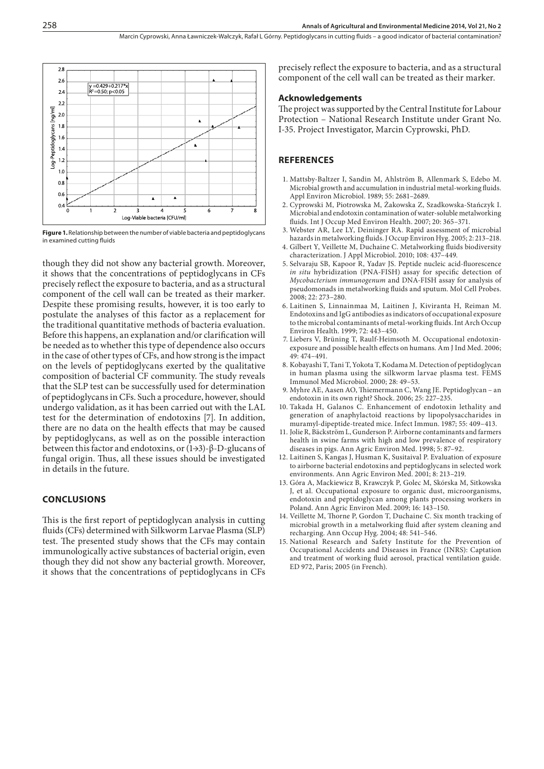y = 0.429+0.217*x
$R^2$=0.50; p<0.05

Log-Peptidoglycans [ng/ml]

Log-Viable bacteria [CFU/ml]

2.8
2.6
2.4
2.2
2.0
1.8
1.6
1.4
1.2
1.0
0.8
0.6
0.4

0 1 2 3 4 5 6 7 8

**Figure 1.** Relationship between the number of viable bacteria and peptidoglycans in examined cutting fluids

though they did not show any bacterial growth. Moreover, it shows that the concentrations of peptidoglycans in CFs precisely reflect the exposure to bacteria, and as a structural component of the cell wall can be treated as their marker. Despite these promising results, however, it is too early to postulate the analyses of this factor as a replacement for the traditional quantitative methods of bacteria evaluation. Before this happens, an explanation and/or clarification will be needed as to whether this type of dependence also occurs in the case of other types of CFs, and how strong is the impact on the levels of peptidoglycans exerted by the qualitative composition of bacterial CF community. The study reveals that the SLP test can be successfully used for determination of peptidoglycans in CFs. Such a procedure, however, should undergo validation, as it has been carried out with the LAL test for the determination of endotoxins [7]. In addition, there are no data on the health effects that may be caused by peptidoglycans, as well as on the possible interaction between this factor and endotoxins, or (1→3)-β-D-glucans of fungal origin. Thus, all these issues should be investigated in details in the future.

## CONCLUSIONS

This is the first report of peptidoglycan analysis in cutting fluids (CFs) determined with Silkworm Larvae Plasma (SLP) test. The presented study shows that the CFs may contain immunologically active substances of bacterial origin, even though they did not show any bacterial growth. Moreover, it shows that the concentrations of peptidoglycans in CFs precisely reflect the exposure to bacteria, and as a structural component of the cell wall can be treated as their marker.

### Acknowledgements

The project was supported by the Central Institute for Labour Protection – National Research Institute under Grant No. I-35. Project Investigator, Marcin Cyprowski, PhD.

## REFERENCES

1. Mattsby-Baltzer I, Sandin M, Ahlström B, Allenmark S, Edebo M. Microbial growth and accumulation in industrial metal-working fluids. Appl Environ Microbiol. 1989; 55: 2681–2689.
2. Cyprowski M, Piotrowska M, Żakowska Z, Szadkowska-Stańczyk I. Microbial and endotoxin contamination of water-soluble metalworking fluids. Int J Occup Med Environ Health. 2007; 20: 365–371.
3. Webster AR, Lee LY, Deininger RA. Rapid assessment of microbial hazards in metalworking fluids. J Occup Environ Hyg. 2005; 2: 213–218.
4. Gilbert Y, Veillette M, Duchaine C. Metalworking fluids biodiversity characterization. J Appl Microbiol. 2010; 108: 437–449.
5. Selvaraju SB, Kapoor R, Yadav JS. Peptide nucleic acid-fluorescence *in situ* hybridization (PNA-FISH) assay for specific detection of *Mycobacterium immunogenum* and DNA-FISH assay for analysis of pseudomonads in metalworking fluids and sputum. Mol Cell Probes. 2008; 22: 273–280.
6. Laitinen S, Linnainmaa M, Laitinen J, Kiviranta H, Reiman M. Endotoxins and IgG antibodies as indicators of occupational exposure to the microbal contaminants of metal-working fluids. Int Arch Occup Environ Health. 1999; 72: 443–450.
7. Liebers V, Brüning T, Raulf-Heimsoth M. Occupational endotoxin-exposure and possible health effects on humans. Am J Ind Med. 2006; 49: 474–491.
8. Kobayashi T, Tani T, Yokota T, Kodama M. Detection of peptidoglycan in human plasma using the silkworm larvae plasma test. FEMS Immunol Med Microbiol. 2000; 28: 49–53.
9. Myhre AE, Aasen AO, Thiemermann C, Wang JE. Peptidoglycan – an endotoxin in its own right? Shock. 2006; 25: 227–235.
10. Takada H, Galanos C. Enhancement of endotoxin lethality and generation of anaphylactoid reactions by lipopolysaccharides in muramyl-dipeptide-treated mice. Infect Immun. 1987; 55: 409–413.
11. Jolie R, Bäckström L, Gunderson P. Airborne contaminants and farmers health in swine farms with high and low prevalence of respiratory diseases in pigs. Ann Agric Environ Med. 1998; 5: 87–92.
12. Laitinen S, Kangas J, Husman K, Susitaival P. Evaluation of exposure to airborne bacterial endotoxins and peptidoglycans in selected work environments. Ann Agric Environ Med. 2001; 8: 213–219.
13. Góra A, Mackiewicz B, Krawczyk P, Golec M, Skórska M, Sitkowska J, et al. Occupational exposure to organic dust, microorganisms, endotoxin and peptidoglycan among plants processing workers in Poland. Ann Agric Environ Med. 2009; 16: 143–150.
14. Veillette M, Thorne P, Gordon T, Duchaine C. Six month tracking of microbial growth in a metalworking fluid after system cleaning and recharging. Ann Occup Hyg. 2004; 48: 541–546.
15. National Research and Safety Institute for the Prevention of Occupational Accidents and Diseases in France (INRS): Captation and treatment of working fluid aerosol, practical ventilation guide. ED 972, Paris; 2005 (in French).